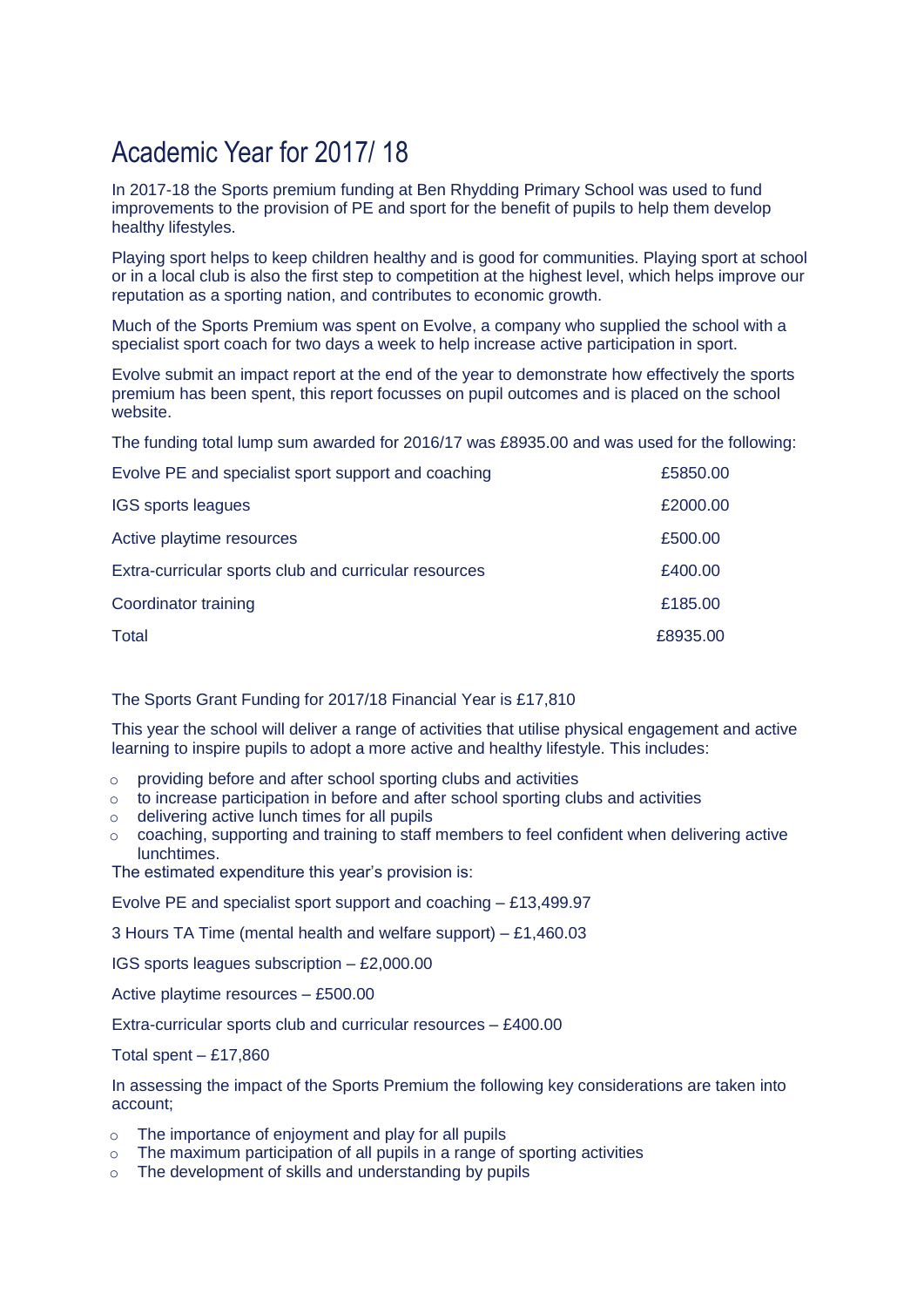# Academic Year for 2017/ 18

In 2017-18 the Sports premium funding at Ben Rhydding Primary School was used to fund improvements to the provision of PE and sport for the benefit of pupils to help them develop healthy lifestyles.

Playing sport helps to keep children healthy and is good for communities. Playing sport at school or in a local club is also the first step to competition at the highest level, which helps improve our reputation as a sporting nation, and contributes to economic growth.

Much of the Sports Premium was spent on Evolve, a company who supplied the school with a specialist sport coach for two days a week to help increase active participation in sport.

Evolve submit an impact report at the end of the year to demonstrate how effectively the sports premium has been spent, this report focusses on pupil outcomes and is placed on the school website.

The funding total lump sum awarded for 2016/17 was £8935.00 and was used for the following:

| | |
|---|---|
| Evolve PE and specialist sport support and coaching | £5850.00 |
| IGS sports leagues | £2000.00 |
| Active playtime resources | £500.00 |
| Extra-curricular sports club and curricular resources | £400.00 |
| Coordinator training | £185.00 |
| Total | £8935.00 |

The Sports Grant Funding for 2017/18 Financial Year is £17,810

This year the school will deliver a range of activities that utilise physical engagement and active learning to inspire pupils to adopt a more active and healthy lifestyle. This includes:

- providing before and after school sporting clubs and activities
- to increase participation in before and after school sporting clubs and activities
- delivering active lunch times for all pupils
- coaching, supporting and training to staff members to feel confident when delivering active lunchtimes.

The estimated expenditure this year's provision is:

Evolve PE and specialist sport support and coaching – £13,499.97

3 Hours TA Time (mental health and welfare support) – £1,460.03

IGS sports leagues subscription – £2,000.00

Active playtime resources – £500.00

Extra-curricular sports club and curricular resources – £400.00

Total spent – £17,860

In assessing the impact of the Sports Premium the following key considerations are taken into account;

- The importance of enjoyment and play for all pupils
- The maximum participation of all pupils in a range of sporting activities
- The development of skills and understanding by pupils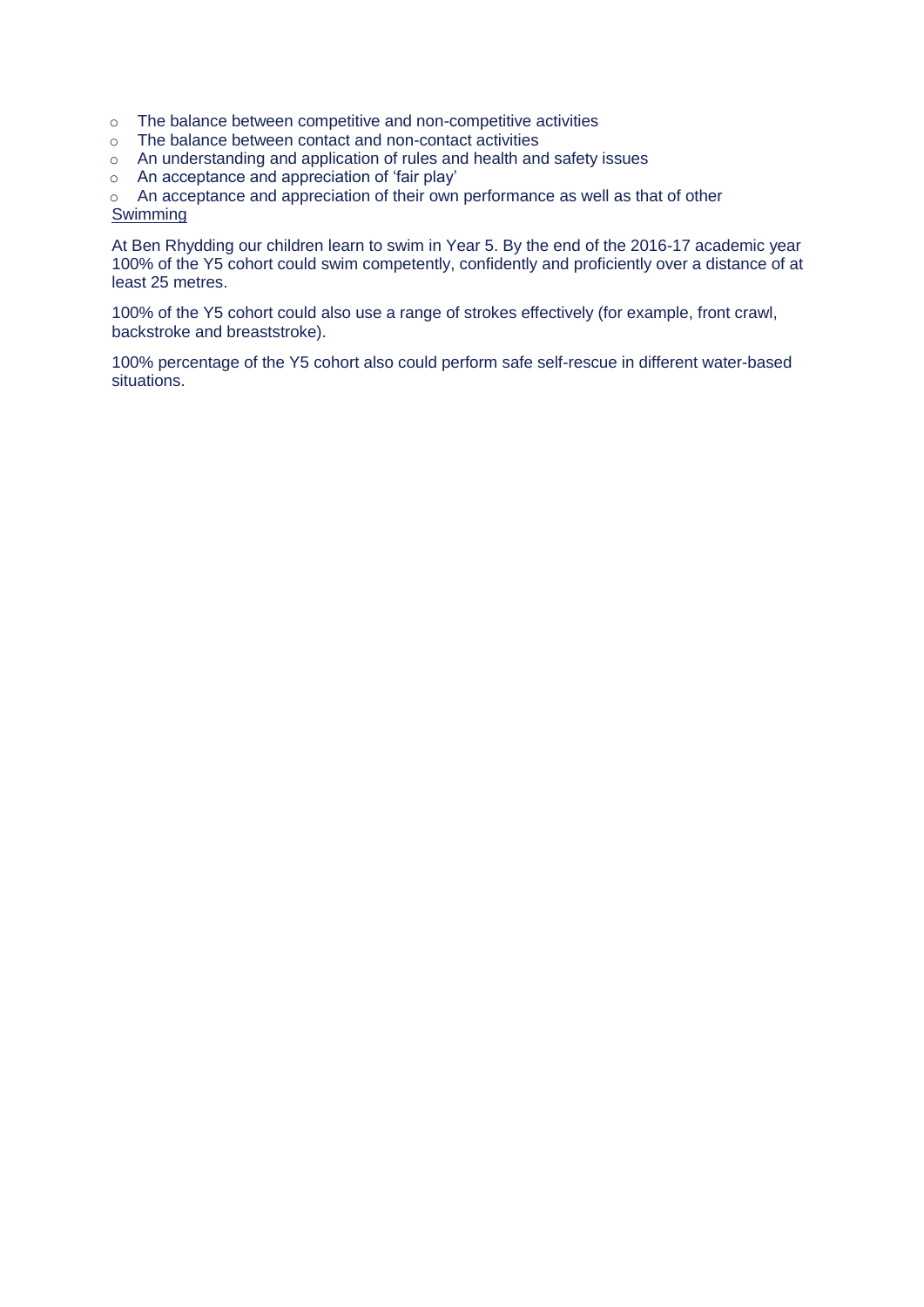- The balance between competitive and non-competitive activities
- The balance between contact and non-contact activities
- An understanding and application of rules and health and safety issues
- An acceptance and appreciation of 'fair play'
- An acceptance and appreciation of their own performance as well as that of other

Swimming

At Ben Rhydding our children learn to swim in Year 5. By the end of the 2016-17 academic year 100% of the Y5 cohort could swim competently, confidently and proficiently over a distance of at least 25 metres.

100% of the Y5 cohort could also use a range of strokes effectively (for example, front crawl, backstroke and breaststroke).

100% percentage of the Y5 cohort also could perform safe self-rescue in different water-based situations.